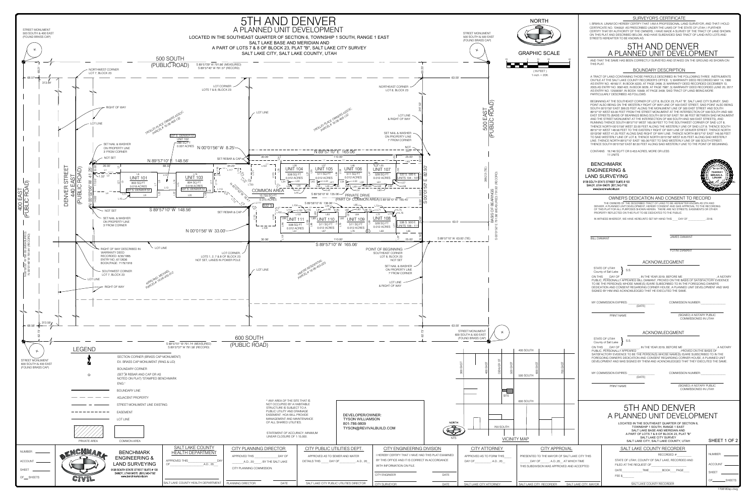# 5TH AND DENVER

## A PLANNED UNIT DEVELOPMENT

LOCATED IN THE SOUTHEAST QUARTER OF SECTION 6, TOWNSHIP 1 SOUTH, RANGE 1 EAST
SALT LAKE BASE AND MERIDIAN AND
A PART OF LOTS 7 & 8 OF BLOCK 23, PLAT "B", SALT LAKE CITY SURVEY
SALT LAKE CITY, SALT LAKE COUNTY, UTAH

NORTH

GRAPHIC SCALE

( IN FEET )
1 inch = 20ft.

STREET MONUMENT
500 SOUTH & 400 EAST
(FOUND BRASS CAP)

STREET MONUMENT
500 SOUTH & 500 EAST
(FOUND BRASS CAP)

500 SOUTH
(PUBLIC ROAD)

S 89°57'29" W 791.86' (MEASURED)
S 89°57'40" W 791.57' (RECORD)

NORTHWEST CORNER LOT 7, BLOCK 23

LOT CORNER LOTS 7 & 8, BLOCK 23

NORTHEAST CORNER LOT 8, BLOCK 23

TROLLEY PLACE OWNERS ASSOC. PARCEL# 16-06-405-132

RIGHT OF WAY

LOT LINE

LOT LINE & RIGHT OF WAY

SET NAIL & WASHER ON PROPERTY LINE 7' FROM CORNER

NOT SET

SET NAIL & WASHER ON PROPERTY LINE 3' FROM CORNER

N 89°57'10" E 148.56'

N 00°01'56" W 8.25'

N 89°57'10" E 165.06'

SET REBAR & CAP

537 S. DENVER ST. UNIT 102 288 SQ FT 0.007 ACRES

UNIT 101 803 SQ FT 0.018 ACRES 527 S. DENVER ST

UNIT 103 804 SQ FT 0.018 ACRES 531 S. DENVER ST

UNIT 104 508 SQ FT 0.012 ACRES

UNIT 105 511 SQ FT 0.012 ACRES

UNIT 106 511 SQ FT 0.012 ACRES

UNIT 107 528 SQ FT 0.012 ACRES

532 S. 500 E. UNITS 104 - 107

COMMON AREA 13,735 SQ FT 0.315 ACRES

PRIVATE DRIVE (PART OF COMMON AREA)

532 S.

UNIT 111 508 SQ FT 0.012 ACRES

UNIT 110 511 SQ FT 0.012 ACRES

UNIT 109 511 SQ FT 0.012 ACRES

UNIT 108 528 SQ FT 0.012 ACRES

538 S. 500 E. UNITS 108 - 111

S 89°57'10" W 148.56'

N 00°01'56" W 33.00'

S 89°57'10" W 165.06'

S 00°01'50" E 82.50'

N 00°02'06" W 41.25'

S 89°57'10" W 63.00' (TIE)

POINT OF BEGINNING SOUTHEAST CORNER LOT 8, BLOCK 23 NOT SET

SET NAIL & WASHER ON PROPERTY LINE 7' FROM CORNER

LOT LINE & RIGHT OF WAY

LOT CORNER, LOTS 1, 2, 7 & 8 OF BLOCK 23 NOT SET, LANDS IN POWER POLE

RIGHT OF WAY DESCRIBED IN WARRANTY DEED RECORDED: 6/30/1995 ENTRY NO.: 6112636 BOOK/PAGE: 7179/1918

SOUTHWEST CORNER LOT 7, BLOCK 23

KIRKLAND, MICHAEL PARCEL# 16-06-405-012

RIMCORE RESIDENTIAL PARCEL# 16-06-405-023

DENVER STREET 440 EAST (PUBLIC ROAD)

400 EAST (PUBLIC ROAD)

500 EAST (PUBLIC ROAD)

N 00°00'22" W 792.09' (MEASURED)
N 00°01'48" W 791.94' (RECORD)

S 00°01'50" E 791.98' (MEASURED) 791.95' (RECORD)
BASIS OF BEARINGS
399.23' (TIE)

600 SOUTH
(PUBLIC ROAD)

S 89°57'01" W 791.74' (MEASURED)
S 89°57'37" W 791.58' (RECORD)

STREET MONUMENT 600 SOUTH & 400 EAST (FOUND BRASS CAP)

STREET MONUMENT 600 SOUTH & 500 EAST (FOUND BRASS CAP)

### LEGEND

- SECTION CORNER (BRASS CAP MONUMENT)
- EX. BRASS CAP MONUMENT (RING & LID)
- BOUNDARY CORNER
- (SET) ⅝ REBAR AND CAP OR AS NOTED ON PLAT) "STAMPED BENCHMARK ENG."
- BOUNDARY LINE
- ADJACENT PROPERTY
- STREET MONUMENT LINE EXISTING
- EASEMENT
- LOT LINE
- PRIVATE AREA
- COMMON AREA

\* ANY AREA OF THE SITE THAT IS NOT OCCUPIED BY A HABITABLE STRUCTURE IS SUBJECT TO A PUBLIC UTILITY AND DRAINAGE EASEMENT. HOA WILL PROVIDE MANAGEMENT AND MAINTENANCE OF ALL SHARED UTILITIES.

STATEMENT OF ACCURACY, MINIMUM LINEAR CLOSURE OF 1:15,000.

DEVELOPER/OWNER:
TYSON WILLIAMSON
801-788-9809
TYSON@REVIVALBUILD.COM

VICINITY MAP (NTS): 400 SOUTH, 500 SOUTH, 600 SOUTH, 700 SOUTH, 300 EAST, 400 EAST, DENVER ST, 500 EAST, 600 EAST, 700 EAST, SITE

## SURVEYOR'S CERTIFICATE

I, BRIAN A. LINAM DO HEREBY CERTIFY THAT I AM A PROFESSIONAL LAND SURVEYOR, AND THAT I HOLD CERTIFICATE NO. 7240531 AS PRESCRIBED UNDER THE LAWS OF THE STATE OF UTAH. I FURTHER CERTIFY THAT BY AUTHORITY OF THE OWNERS, I HAVE MADE A SURVEY OF THE TRACT OF LAND SHOWN ON THIS PLAT AND DESCRIBED BELOW, AND HAVE SUBDIVIDED SAID TRACT OF LAND INTO LOTS AND STREETS HEREAFTER TO BE KNOWN AS:

# 5TH AND DENVER
## A PLANNED UNIT DEVELOPMENT

AND THAT THE SAME HAS BEEN CORRECTLY SURVEYED AND STAKED ON THE GROUND AS SHOWN ON THIS PLAT.

## BOUNDARY DESCRIPTION

A TRACT OF LAND CONTAINING THOSE PARCELS DESCRIBED IN THE FOLLOWING THREE INSTRUMENTS ON FILE AT THE SALT LAKE COUNTY RECORDER'S OFFICE: 1) WARRANTY DEED RECORDED MAY 14, 1990 AS ENTRY NO. 4916517, IN BOOK 6220, AT PAGE 2498; 2) WARRANTY DEED RECORDED DECEMBER 13, 2005 AS ENTRY NO. 9581422, IN BOOK 9229, AT PAGE 7987; 3) WARRANTY DEED RECORDED JUNE 20, 2017 AS ENTRY NO. 12559097, IN BOOK 10569, AT PAGE 3409, SAID TRACT OF LAND BEING MORE PARTICULARLY DESCRIBED AS FOLLOWS:

BEGINNING AT THE SOUTHEAST CORNER OF LOT 8, BLOCK 23, PLAT "B", SALT LAKE CITY SURVEY, SAID POINT ALSO BEING ON THE WESTERLY RIGHT OF WAY LINE OF 500 EAST STREET, SAID POINT ALSO BEING SOUTH 00°01'50" EAST 399.23 FEET ALONG THE MONUMENT LINE OF 500 EAST STREET AND SOUTH 89°57'10" WEST 63.00 FEET FROM THE STREET MONUMENT AT THE INTERSECTION OF 500 SOUTH AND 500 EAST STREETS (BASIS OF BEARINGS BEING SOUTH 00°01'50" EAST 791.98 FEET BETWEEN SAID MONUMENT AND THE STREET MONUMENT AT THE INTERSECTION OF 600 SOUTH AND 500 EAST STREETS), AND RUNNING THENCE SOUTH 89°57'10" WEST 165.06 FEET TO THE SOUTHWEST CORNER OF SAID LOT 8; THENCE NORTH 00°01'56" WEST 33.00 FEET ALONG THE WESTERLY LINE OF SAID LOT 8; THENCE SOUTH 89°57'10" WEST 148.56 FEET TO THE EASTERLY RIGHT OF WAY LINE OF DENVER STREET; THENCE NORTH 00°02'06" WEST 41.25 FEET ALONG SAID RIGHT OF WAY LINE; THENCE NORTH 89°57'10" EAST 148.56 FEET TO SAID WESTERLY LINE OF LOT 8; THENCE NORTH 00°01'56" WEST 8.25 FEET ALONG SAID WESTERLY LINE; THENCE NORTH 89°57'10" EAST 165.06 FEET TO SAID WESTERLY LINE OF 500 SOUTH STREET; THENCE SOUTH 00°01'50" EAST 82.50 FEET ALONG SAID WESTERLY LINE TO THE POINT OF BEGINNING.

CONTAINS 19,746 SQ FT OR 0.453 ACRES, MORE OR LESS
11 UNITS

BENCHMARK ENGINEERING & LAND SURVEYING
9138 SOUTH STATE STREET SUITE # 100
SANDY, UTAH 84070 (801) 542-7192
www.benchmarkcivil.com

## OWNER'S DEDICATION AND CONSENT TO RECORD

THE OWNERS OF THE DESCRIBED TRACT OF LAND TO BE HEREAFTER KNOWN AS 5TH AND DENVER, A PLANNED UNIT DEVELOPMENT, HEREBY CONSENT AND GIVE APPROVAL TO THE RECORDING OF THIS PLAT FOR ALL PURPOSES SHOWN HEREIN. THERE ARE NO STREETS, EASEMENTS OR OTHER PROPERTY REFLECTED ON THIS PLAT TO BE DEDICATED TO THE PUBLIC.

IN WITNESS WHEREOF, WE HAVE HEREUNTO SET MY HAND THIS ____ DAY OF ____________, 2018.

BILL DIAMANT ____________  JAMES DIAMANT ____________

YOTIN DIAMANT ____________

## ACKNOWLEDGMENT

STATE OF UTAH
County of Salt Lake } S.S.

ON THIS ____ DAY OF ____________, IN THE YEAR 2019, BEFORE ME ____________, A NOTARY PUBLIC, PERSONALLY APPEARED BILL DIAMANT, PROVED ON THE BASIS OF SATISFACTORY EVIDENCE TO BE THE PERSON(S) WHOSE NAME(S) IS/ARE SUBSCRIBED TO IN THE FOREGOING OWNER'S DEDICATION AND CONSENT REGARDING CORNER HOUSE, A PLANNED UNIT DEVELOPMENT AND WAS SIGNED BY HIM AND ACKNOWLEDGED THAT HE EXECUTED THE SAME.

MY COMMISSION EXPIRES: ____________ (DATE)  COMMISSION NUMBER: ____________

PRINT NAME ____________  (SIGNED) A NOTARY PUBLIC COMMISSIONED IN UTAH

## ACKNOWLEDGMENT

STATE OF UTAH
County of Salt Lake } S.S.

ON THIS ____ DAY OF ____________, IN THE YEAR 2019, BEFORE ME ____________, A NOTARY PUBLIC, PERSONALLY APPEARED ____________, PROVED ON THE BASIS OF SATISFACTORY EVIDENCE TO BE THE PERSON(S) WHOSE NAME(S) IS/ARE SUBSCRIBED TO IN THE FOREGOING OWNER'S DEDICATION AND CONSENT REGARDING CORNER HOUSE, A PLANNED UNIT DEVELOPMENT AND WAS SIGNED BY THEM AND ACKNOWLEDGED THAT THEY EXECUTED THE SAME.

MY COMMISSION EXPIRES: ____________ (DATE)  COMMISSION NUMBER: ____________

PRINT NAME ____________  (SIGNED) A NOTARY PUBLIC COMMISSIONED IN UTAH

# 5TH AND DENVER
## A PLANNED UNIT DEVELOPMENT

LOCATED IN THE SOUTHEAST QUARTER OF SECTION 6, TOWNSHIP 1 SOUTH, RANGE 1 EAST
SALT LAKE BASE AND MERIDIAN AND
A PART OF LOTS 7 & 8 OF BLOCK 23, PLAT "B"
SALT LAKE CITY SURVEY
SALT LAKE CITY, SALT LAKE COUNTY, UTAH

SHEET 1 OF 2

| SALT LAKE COUNTY HEALTH DEPARTMENT | CITY PLANNING DIRECTOR | CITY PUBLIC UTILITIES DEPT. | CITY ENGINEERING DIVISION | CITY ATTORNEY | CITY APPROVAL | SALT LAKE COUNTY RECORDER |
|---|---|---|---|---|---|---|
| APPROVED THIS ______ DAY OF ______ A.D., 20__ | APPROVED THIS ______ DAY OF ______ A.D., 20__ BY THE SALT LAKE CITY PLANNING COMMISSION. | APPROVED AS TO SEWER AND WATER DETAILS THIS ____ DAY OF ______ A.D., 20__ | I HEREBY CERTIFY THAT I HAVE HAD THIS PLAT EXAMINED BY THIS OFFICE AND IT IS CORRECT IN ACCORDANCE WITH INFORMATION ON FILE. | APPROVED AS TO FORM THIS ____ DAY OF ______ A.D., 20__ | PRESENTED TO THE MAYOR OF SALT LAKE CITY THIS ____ DAY OF ____ A.D., 20__ AT WHICH TIME THIS SUBDIVISION WAS APPROVED AND ACCEPTED | RECORDED # ______ STATE OF UTAH, COUNTY OF SALT LAKE, RECORDED AND FILED AT THE REQUEST OF ______ DATE ____ TIME ____ BOOK ____ PAGE ____ FEE $ ______ |
| SALT LAKE COUNTY HEALTH DEPARTMENT | PLANNING DIRECTOR / DATE | SALT LAKE CITY PUBLIC UTILITIES DIRECTOR | CITY ENGINEER / DATE; CITY SURVEYOR / DATE | SALT LAKE CITY ATTORNEY | SALT LAKE CITY RECORDER / SALT LAKE CITY MAYOR | SALT LAKE COUNTY RECORDER |

NUMBER ______ ACCOUNT ______ SHEET ______ OF ___ SHEETS

BENCHMARK ENGINEERING & LAND SURVEYING
9138 SOUTH STATE STREET SUITE # 100
SANDY, UTAH 84070 (801) 542-7192
www.benchmarkcivil.com

170816bsp.dwg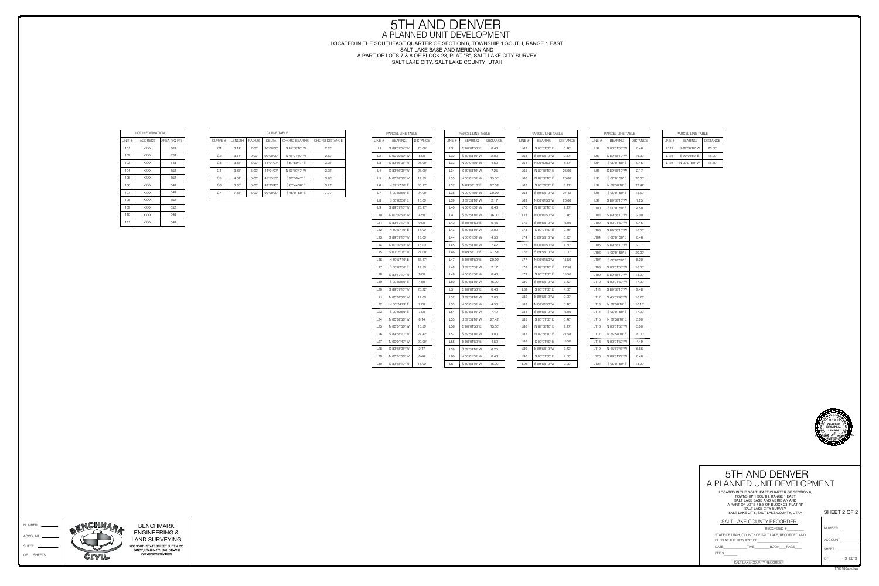# 5TH AND DENVER

## A PLANNED UNIT DEVELOPMENT

LOCATED IN THE SOUTHEAST QUARTER OF SECTION 6, TOWNSHIP 1 SOUTH, RANGE 1 EAST
SALT LAKE BASE AND MERIDIAN AND
A PART OF LOTS 7 & 8 OF BLOCK 23, PLAT "B", SALT LAKE CITY SURVEY
SALT LAKE CITY, SALT LAKE COUNTY, UTAH

| LOT INFORMATION | | |
|---|---|---|
| UNIT # | ADDRESS | AREA (SQ FT) |
| 101 | XXXX | 803 |
| 102 | XXXX | 781 |
| 103 | XXXX | 548 |
| 104 | XXXX | 552 |
| 105 | XXXX | 552 |
| 106 | XXXX | 548 |
| 107 | XXXX | 548 |
| 108 | XXXX | 552 |
| 109 | XXXX | 552 |
| 110 | XXXX | 548 |
| 111 | XXXX | 548 |

| CURVE TABLE | | | | | |
|---|---|---|---|---|---|
| CURVE # | LENGTH | RADIUS | DELTA | CHORD BEARING | CHORD DISTANCE |
| C1 | 3.14' | 2.00' | 90°00'00" | S 44°58'10" W | 2.83' |
| C2 | 3.14' | 2.00' | 90°00'00" | N 45°01'50" W | 2.83' |
| C3 | 3.85' | 5.00' | 44°04'07" | S 67°59'47" E | 3.75' |
| C4 | 3.85' | 5.00' | 44°04'07" | N 67°59'47" W | 3.75' |
| C5 | 4.01' | 5.00' | 45°55'53" | S 22°59'47" E | 3.90' |
| C6 | 3.80' | 5.00' | 43°33'45" | S 67°44'36" E | 3.71' |
| C7 | 7.85' | 5.00' | 90°00'00" | S 45°01'50" E | 7.07' |

| PARCEL LINE TABLE | | |
|---|---|---|
| LINE # | BEARING | DISTANCE |
| L1 | S 89°57'54" W | 26.00' |
| L2 | N 00°02'50" W | 8.00' |
| L3 | S 89°56'05" W | 26.00' |
| L4 | S 89°56'05" W | 26.00' |
| L5 | N 00°02'50" W | 19.50' |
| L6 | N 89°57'10" E | 35.17' |
| L7 | S 00°02'50" E | 24.00' |
| L8 | S 00°02'50" E | 16.00' |
| L9 | S 89°57'10" W | 26.17' |
| L10 | N 00°02'50" W | 4.50' |
| L11 | S 89°57'10" W | 9.00' |
| L12 | N 89°57'10" E | 18.00' |
| L13 | S 89°57'10" W | 18.00' |
| L14 | N 00°02'50" W | 16.00' |
| L15 | S 00°05'08" W | 24.00' |
| L16 | N 89°57'10" E | 35.17' |
| L17 | S 00°02'50" E | 19.50' |
| L18 | S 89°57'10" W | 9.00' |
| L19 | S 00°02'50" E | 4.50' |
| L20 | S 89°57'10" W | 26.22' |
| L21 | N 00°02'50" W | 17.00' |
| L22 | N 00°24'29" E | 7.00' |
| L23 | S 00°02'50" E | 7.00' |
| L24 | N 00°02'50" W | 8.14' |
| L25 | N 00°01'50" W | 15.50' |
| L26 | S 89°58'10" W | 27.42' |
| L27 | N 00°01'47" W | 20.00' |
| L28 | S 89°58'05" W | 2.17' |
| L29 | N 00°01'50" W | 0.46' |
| L30 | S 89°58'10" W | 16.00' |
| L31 | S 00°01'50" E | 0.46' |
| L32 | S 89°58'10" W | 2.00' |
| L33 | N 00°01'50" W | 4.50' |
| L34 | S 89°58'10" W | 7.25' |
| L35 | N 00°01'50" W | 15.50' |
| L36 | S 89°58'10" W | 2.17' |
| L37 | N 89°58'10" E | 27.58' |
| L38 | N 00°01'50" W | 20.00' |
| L39 | S 89°58'10" W | 2.17' |
| L40 | N 00°01'50" W | 0.46' |
| L41 | S 89°58'10" W | 16.00' |
| L42 | S 00°01'50" E | 0.46' |
| L43 | S 89°58'10" W | 2.00' |
| L44 | N 00°01'50" W | 4.50' |
| L45 | S 89°58'10" W | 7.42' |
| L46 | N 89°58'10" E | 27.58' |
| L47 | S 00°01'50" E | 20.00' |
| L48 | S 89°57'58" W | 2.17' |
| L49 | N 00°01'50" W | 0.46' |
| L50 | S 89°58'10" W | 16.00' |
| L51 | S 00°01'50" E | 0.46' |
| L52 | S 89°58'10" W | 2.00' |
| L53 | N 00°01'50" W | 4.50' |
| L54 | S 89°58'10" W | 7.42' |
| L55 | S 89°58'10" W | 27.42' |
| L56 | S 00°01'50" E | 15.50' |
| L57 | S 89°58'10" W | 3.00' |
| L58 | S 00°01'50" E | 4.50' |
| L59 | S 89°58'10" W | 6.25' |
| L60 | N 00°01'50" W | 0.46' |
| L61 | S 89°58'10" W | 16.00' |
| L62 | S 00°01'50" E | 0.46' |
| L63 | S 89°58'10" W | 2.17' |
| L64 | N 00°02'50" W | 8.17' |
| L65 | N 89°58'10" E | 25.00' |
| L66 | N 89°58'10" E | 25.00' |
| L67 | S 00°02'50" E | 8.17' |
| L68 | S 89°58'10" W | 27.42' |
| L69 | N 00°01'50" W | 20.00' |
| L70 | N 89°58'10" E | 2.17' |
| L71 | N 00°01'50" W | 0.46' |
| L72 | S 89°58'10" W | 16.00' |
| L73 | S 00°01'50" E | 0.46' |
| L74 | S 89°58'10" W | 6.25' |
| L75 | N 00°01'50" W | 4.50' |
| L76 | S 89°58'10" W | 3.00' |
| L77 | N 00°01'50" W | 15.50' |
| L78 | N 89°58'10" E | 27.58' |
| L79 | S 00°01'50" E | 15.50' |
| L80 | S 89°58'10" W | 7.42' |
| L81 | S 00°01'50" E | 4.50' |
| L82 | S 89°58'10" W | 2.00' |
| L83 | N 00°01'50" W | 0.46' |
| L84 | S 89°58'10" W | 16.00' |
| L85 | S 00°01'50" E | 0.46' |
| L86 | N 89°58'10" E | 2.17' |
| L87 | N 89°58'10" E | 27.58' |
| L88 | S 00°01'50" E | 15.50' |
| L89 | S 89°58'10" W | 7.42' |
| L90 | S 00°01'50" E | 4.50' |
| L91 | S 89°58'10" W | 2.00' |
| L92 | N 00°01'50" W | 0.46' |
| L93 | S 89°58'10" W | 16.00' |
| L94 | S 00°01'50" E | 0.46' |
| L95 | S 89°58'10" W | 2.17' |
| L96 | S 00°01'50" E | 20.00' |
| L97 | N 89°58'10" E | 27.42' |
| L98 | S 00°01'50" E | 15.50' |
| L99 | S 89°58'10" W | 7.25' |
| L100 | S 00°01'50" E | 4.50' |
| L101 | S 89°58'10" W | 2.00' |
| L102 | N 00°01'50" W | 0.46' |
| L103 | S 89°58'10" W | 16.00' |
| L104 | S 00°01'50" E | 0.46' |
| L105 | S 89°58'10" W | 2.17' |
| L106 | S 00°01'50" E | 20.00' |
| L107 | S 00°02'50" E | 8.20' |
| L108 | N 00°01'50" W | 16.00' |
| L109 | S 89°58'10" W | 18.00' |
| L110 | N 00°01'50" W | 17.00' |
| L111 | S 89°58'10" W | 9.48' |
| L112 | N 45°57'43" W | 16.23' |
| L113 | N 89°58'10" E | 10.13' |
| L114 | S 00°01'50" E | 17.00' |
| L115 | N 89°58'10" E | 5.00' |
| L116 | N 00°01'50" W | 5.00' |
| L117 | N 89°58'10" E | 20.00' |
| L118 | N 00°01'50" W | 4.49' |
| L119 | N 45°57'43" W | 6.66' |
| L120 | N 89°31'29" W | 0.48' |
| L121 | S 00°01'50" E | 18.02' |
| L122 | S 89°58'10" W | 23.00' |
| L123 | S 00°01'50" E | 18.00' |
| L124 | N 00°01'50" W | 15.50' |

NUMBER ______
ACCOUNT ______
SHEET ______
OF ___ SHEETS

BENCHMARK ENGINEERING & LAND SURVEYING
9138 SOUTH STATE STREET SUITE # 100
SANDY, UTAH 84070 (801) 542-7192
www.benchmarkcivil.com

9-10-19
7209301
BRIAN A. LINAM

# 5TH AND DENVER

## A PLANNED UNIT DEVELOPMENT

LOCATED IN THE SOUTHEAST QUARTER OF SECTION 6,
TOWNSHIP 1 SOUTH, RANGE 1 EAST
SALT LAKE BASE AND MERIDIAN AND
A PART OF LOTS 7 & 8 OF BLOCK 23, PLAT "B"
SALT LAKE CITY SURVEY
SALT LAKE CITY, SALT LAKE COUNTY, UTAH

SHEET 2 OF 2

SALT LAKE COUNTY RECORDER

RECORDED # ________
STATE OF UTAH, COUNTY OF SALT LAKE, RECORDED AND FILED AT THE REQUEST OF ________
DATE ________ TIME ________ BOOK ____ PAGE ____
FEE $ ________

SALT LAKE COUNTY RECORDER

NUMBER ______
ACCOUNT ______
SHEET ______
OF ______ SHEETS

1708180sp.dwg